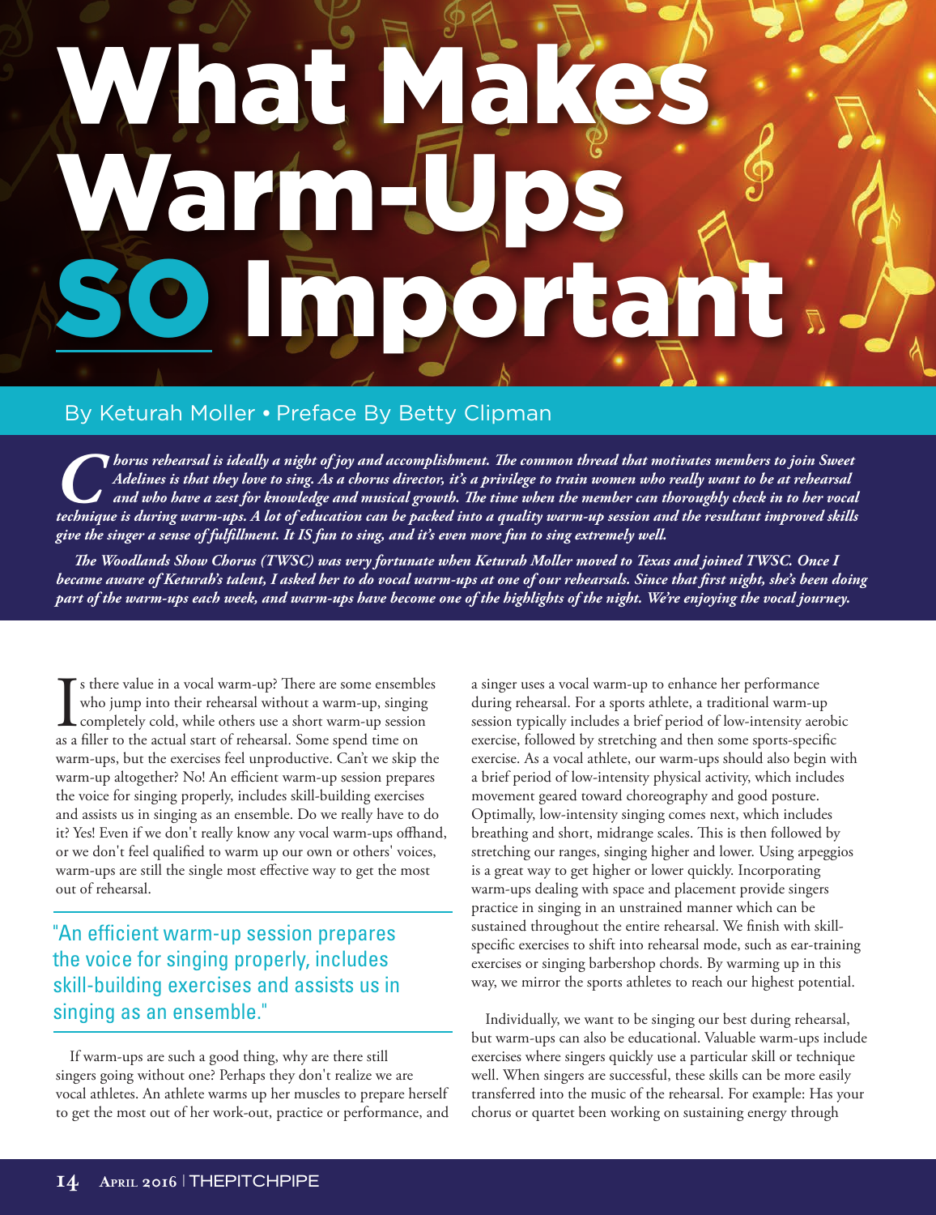# What Makes Warm-Ups SO Important

By Keturah Moller • Preface By Betty Clipman

*Chorus rehearsal is ideally a night of joy and accomplishment. The common thread that motivates members to join Sweet Adelines is that they love to sing. As a chorus director, it's a privilege to train women who really want to be at rehearsal and who have a zest for knowledge and musical growth. The time when the member can thoroughly check in to her vocal technique is during warm-ups. A lot of education can be packed into a quality warm-up session and the resultant improved skills give the singer a sense of fulfillment. It IS fun to sing, and it's even more fun to sing extremely well.*

*The Woodlands Show Chorus (TWSC) was very fortunate when Keturah Moller moved to Texas and joined TWSC. Once I became aware of Keturah's talent, I asked her to do vocal warm-ups at one of our rehearsals. Since that first night, she's been doing part of the warm-ups each week, and warm-ups have become one of the highlights of the night. We're enjoying the vocal journey.*

Is there value in a vocal warm-up? There are some ensembles who jump into their rehearsal without a warm-up, singing completely cold, while others use a short warm-up session as a filler to the actual start of rehearsal. Some spend time on warm-ups, but the exercises feel unproductive. Can't we skip the warm-up altogether? No! An efficient warm-up session prepares the voice for singing properly, includes skill-building exercises and assists us in singing as an ensemble. Do we really have to do it? Yes! Even if we don't really know any vocal warm-ups offhand, or we don't feel qualified to warm up our own or others' voices, warm-ups are still the single most effective way to get the most out of rehearsal.

> "An efficient warm-up session prepares the voice for singing properly, includes skill-building exercises and assists us in singing as an ensemble."

If warm-ups are such a good thing, why are there still singers going without one? Perhaps they don't realize we are vocal athletes. An athlete warms up her muscles to prepare herself to get the most out of her work-out, practice or performance, and a singer uses a vocal warm-up to enhance her performance during rehearsal. For a sports athlete, a traditional warm-up session typically includes a brief period of low-intensity aerobic exercise, followed by stretching and then some sports-specific exercise. As a vocal athlete, our warm-ups should also begin with a brief period of low-intensity physical activity, which includes movement geared toward choreography and good posture. Optimally, low-intensity singing comes next, which includes breathing and short, midrange scales. This is then followed by stretching our ranges, singing higher and lower. Using arpeggios is a great way to get higher or lower quickly. Incorporating warm-ups dealing with space and placement provide singers practice in singing in an unstrained manner which can be sustained throughout the entire rehearsal. We finish with skill-specific exercises to shift into rehearsal mode, such as ear-training exercises or singing barbershop chords. By warming up in this way, we mirror the sports athletes to reach our highest potential.

Individually, we want to be singing our best during rehearsal, but warm-ups can also be educational. Valuable warm-ups include exercises where singers quickly use a particular skill or technique well. When singers are successful, these skills can be more easily transferred into the music of the rehearsal. For example: Has your chorus or quartet been working on sustaining energy through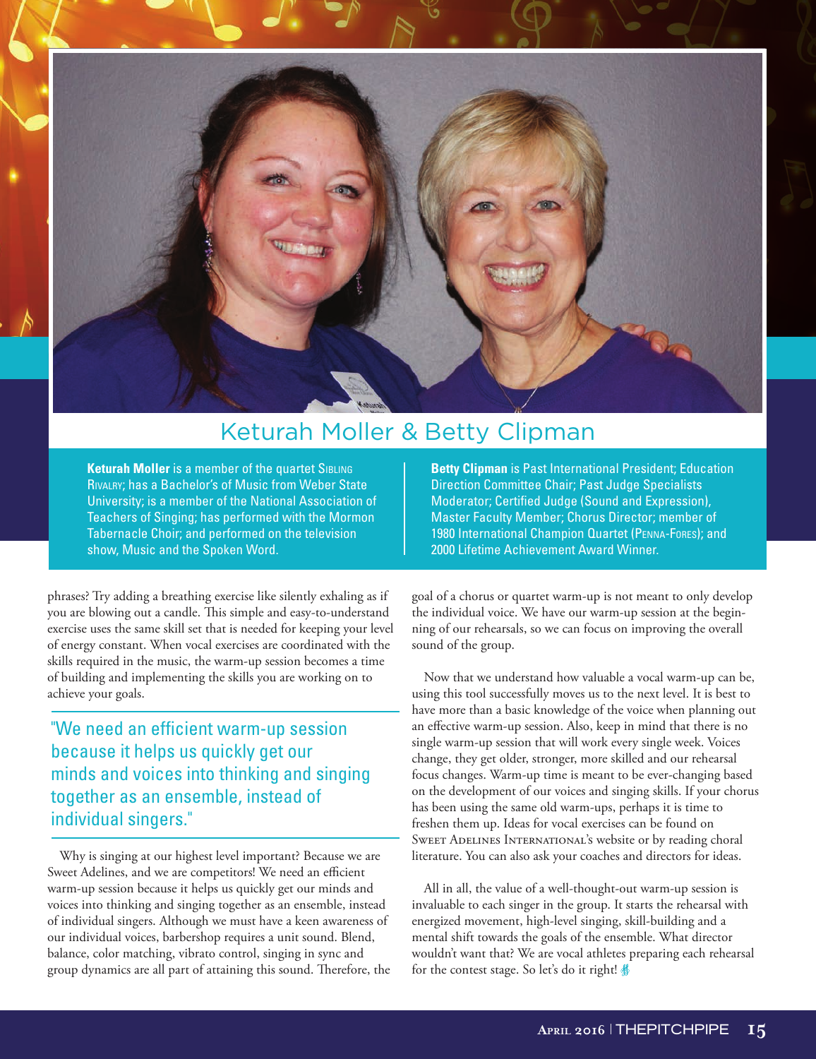## Keturah Moller & Betty Clipman

**Keturah Moller** is a member of the quartet Sibling Rivalry; has a Bachelor's of Music from Weber State University; is a member of the National Association of Teachers of Singing; has performed with the Mormon Tabernacle Choir; and performed on the television show, Music and the Spoken Word.

**Betty Clipman** is Past International President; Education Direction Committee Chair; Past Judge Specialists Moderator; Certified Judge (Sound and Expression), Master Faculty Member; Chorus Director; member of 1980 International Champion Quartet (Penna-Fores); and 2000 Lifetime Achievement Award Winner.

phrases? Try adding a breathing exercise like silently exhaling as if you are blowing out a candle. This simple and easy-to-understand exercise uses the same skill set that is needed for keeping your level of energy constant. When vocal exercises are coordinated with the skills required in the music, the warm-up session becomes a time of building and implementing the skills you are working on to achieve your goals.

> "We need an efficient warm-up session because it helps us quickly get our minds and voices into thinking and singing together as an ensemble, instead of individual singers."

Why is singing at our highest level important? Because we are Sweet Adelines, and we are competitors! We need an efficient warm-up session because it helps us quickly get our minds and voices into thinking and singing together as an ensemble, instead of individual singers. Although we must have a keen awareness of our individual voices, barbershop requires a unit sound. Blend, balance, color matching, vibrato control, singing in sync and group dynamics are all part of attaining this sound. Therefore, the goal of a chorus or quartet warm-up is not meant to only develop the individual voice. We have our warm-up session at the beginning of our rehearsals, so we can focus on improving the overall sound of the group.

Now that we understand how valuable a vocal warm-up can be, using this tool successfully moves us to the next level. It is best to have more than a basic knowledge of the voice when planning out an effective warm-up session. Also, keep in mind that there is no single warm-up session that will work every single week. Voices change, they get older, stronger, more skilled and our rehearsal focus changes. Warm-up time is meant to be ever-changing based on the development of our voices and singing skills. If your chorus has been using the same old warm-ups, perhaps it is time to freshen them up. Ideas for vocal exercises can be found on Sweet Adelines International's website or by reading choral literature. You can also ask your coaches and directors for ideas.

All in all, the value of a well-thought-out warm-up session is invaluable to each singer in the group. It starts the rehearsal with energized movement, high-level singing, skill-building and a mental shift towards the goals of the ensemble. What director wouldn't want that? We are vocal athletes preparing each rehearsal for the contest stage. So let's do it right!